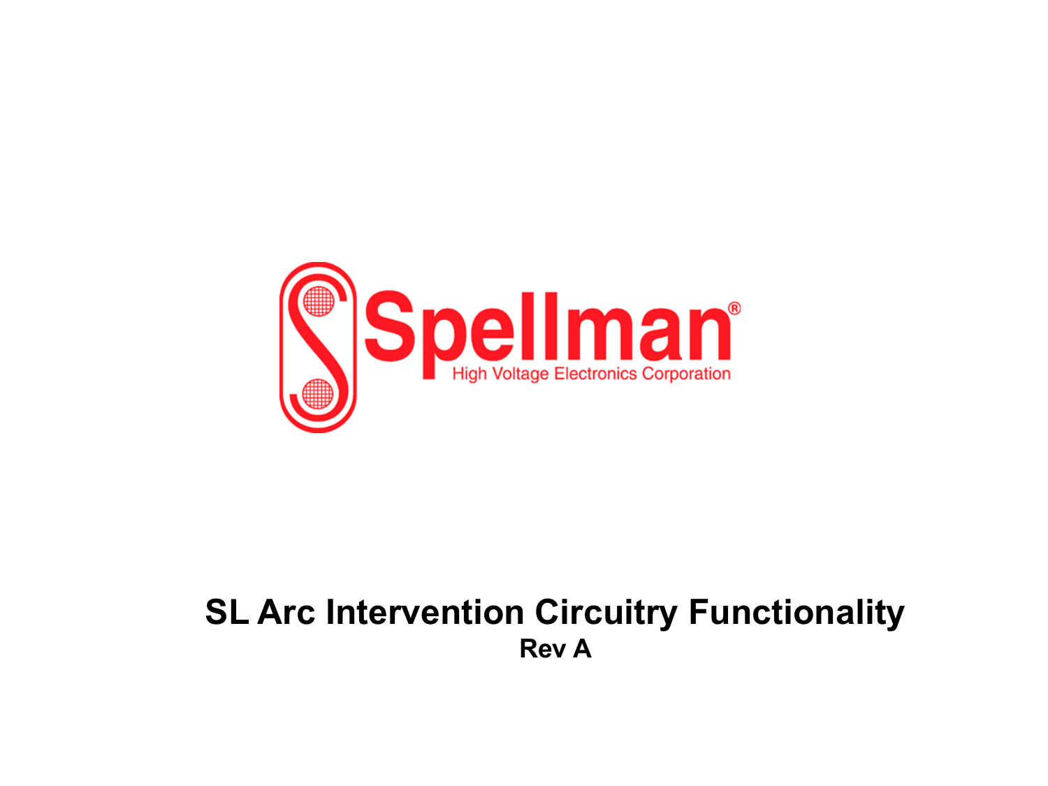Spellman®

High Voltage Electronics Corporation

# SL Arc Intervention Circuitry Functionality

**Rev A**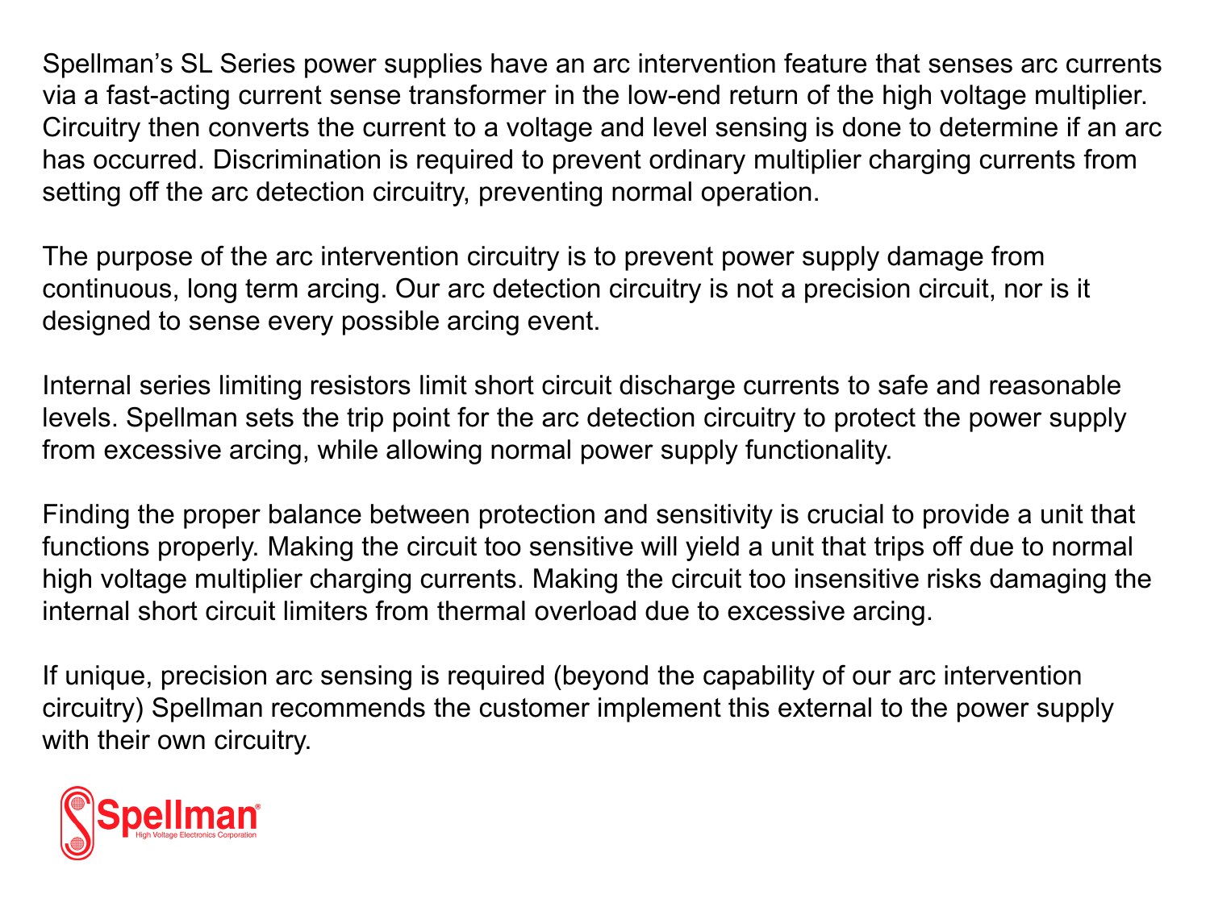Spellman's SL Series power supplies have an arc intervention feature that senses arc currents via a fast-acting current sense transformer in the low-end return of the high voltage multiplier. Circuitry then converts the current to a voltage and level sensing is done to determine if an arc has occurred. Discrimination is required to prevent ordinary multiplier charging currents from setting off the arc detection circuitry, preventing normal operation.

The purpose of the arc intervention circuitry is to prevent power supply damage from continuous, long term arcing. Our arc detection circuitry is not a precision circuit, nor is it designed to sense every possible arcing event.

Internal series limiting resistors limit short circuit discharge currents to safe and reasonable levels. Spellman sets the trip point for the arc detection circuitry to protect the power supply from excessive arcing, while allowing normal power supply functionality.

Finding the proper balance between protection and sensitivity is crucial to provide a unit that functions properly. Making the circuit too sensitive will yield a unit that trips off due to normal high voltage multiplier charging currents. Making the circuit too insensitive risks damaging the internal short circuit limiters from thermal overload due to excessive arcing.

If unique, precision arc sensing is required (beyond the capability of our arc intervention circuitry) Spellman recommends the customer implement this external to the power supply with their own circuitry.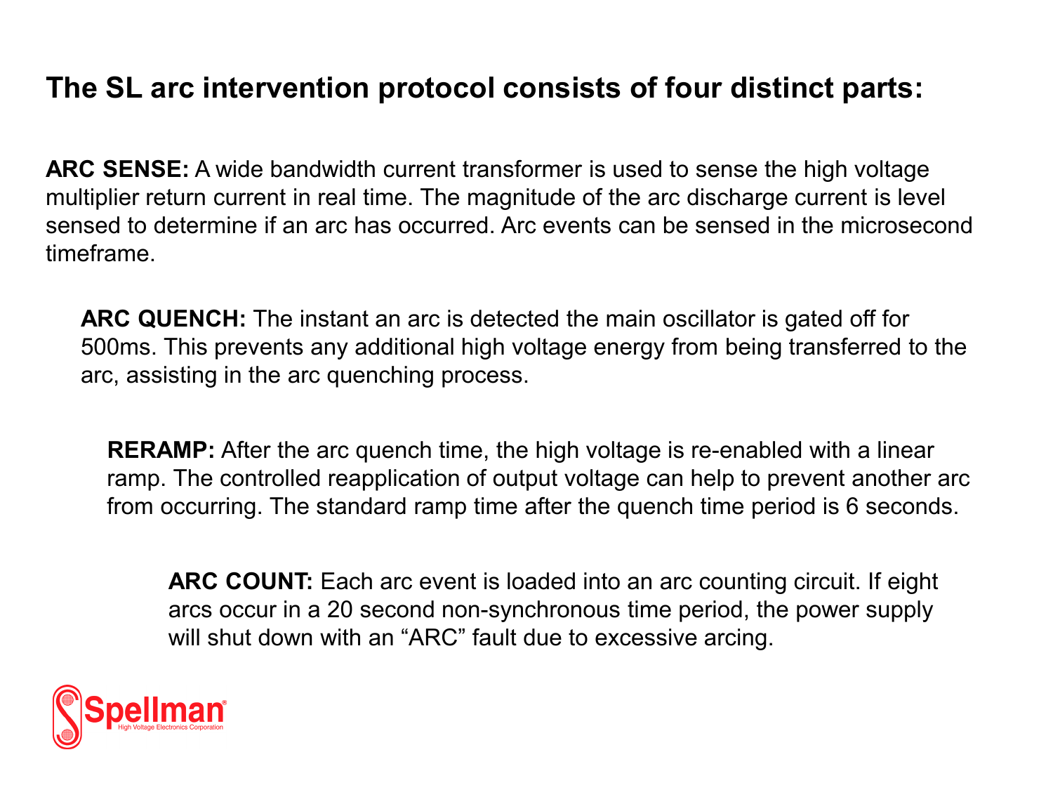## The SL arc intervention protocol consists of four distinct parts:

**ARC SENSE:** A wide bandwidth current transformer is used to sense the high voltage multiplier return current in real time. The magnitude of the arc discharge current is level sensed to determine if an arc has occurred. Arc events can be sensed in the microsecond timeframe.

**ARC QUENCH:** The instant an arc is detected the main oscillator is gated off for 500ms. This prevents any additional high voltage energy from being transferred to the arc, assisting in the arc quenching process.

**RERAMP:** After the arc quench time, the high voltage is re-enabled with a linear ramp. The controlled reapplication of output voltage can help to prevent another arc from occurring. The standard ramp time after the quench time period is 6 seconds.

**ARC COUNT:** Each arc event is loaded into an arc counting circuit. If eight arcs occur in a 20 second non-synchronous time period, the power supply will shut down with an "ARC" fault due to excessive arcing.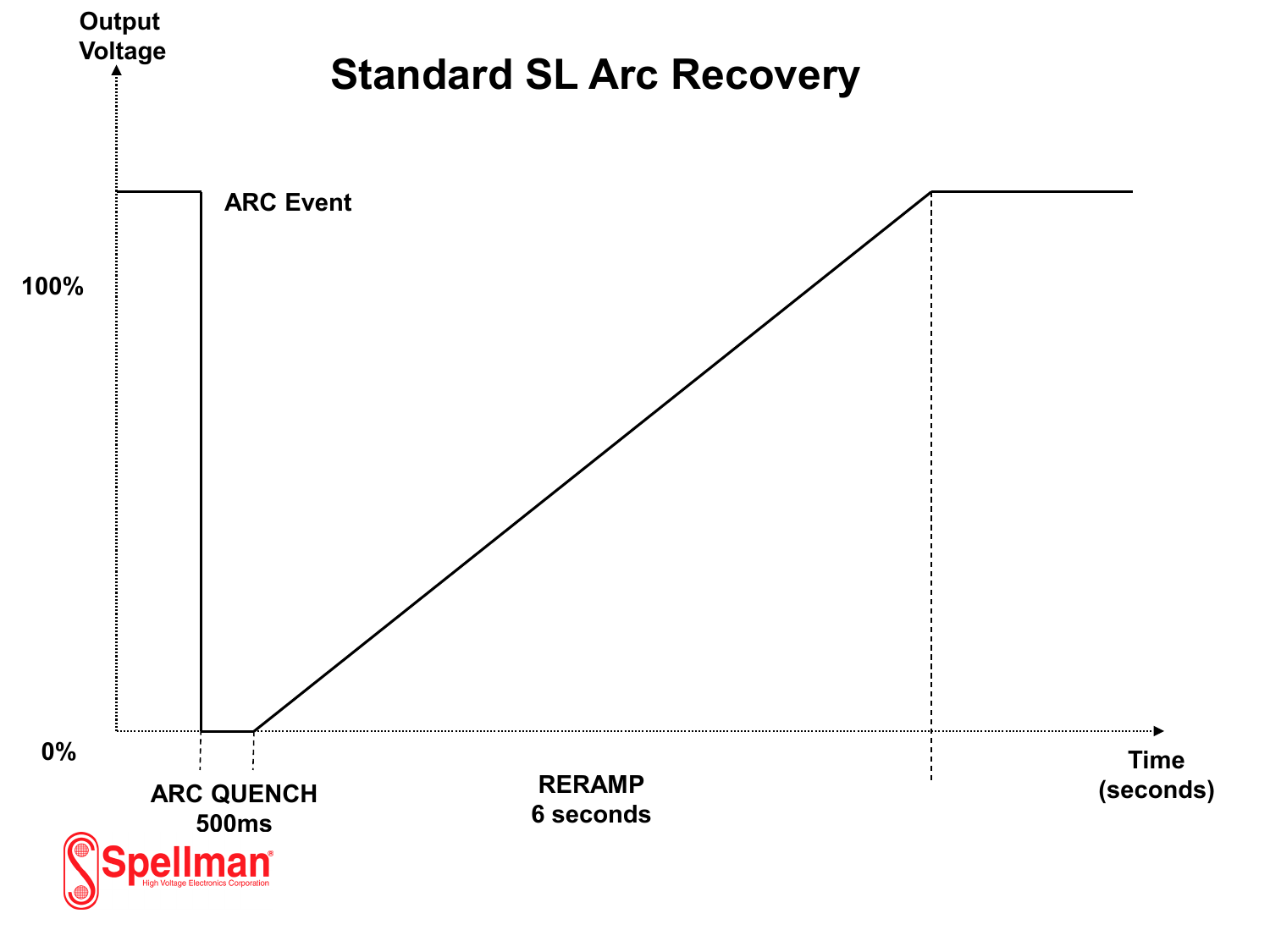# Standard SL Arc Recovery

Output Voltage

100%

0%

ARC Event

ARC QUENCH
500ms

RERAMP
6 seconds

Time (seconds)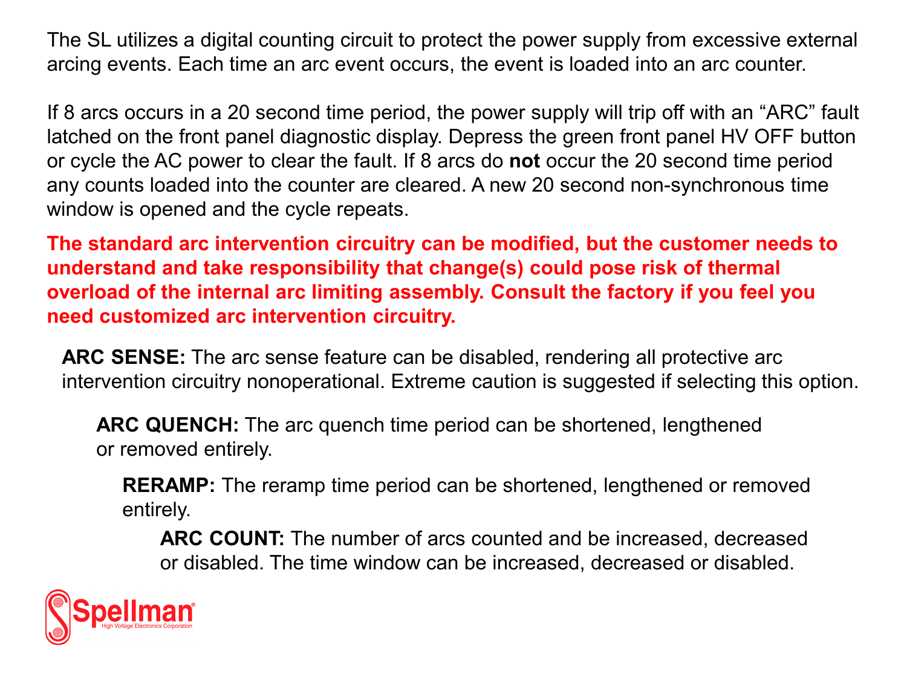The SL utilizes a digital counting circuit to protect the power supply from excessive external arcing events. Each time an arc event occurs, the event is loaded into an arc counter.

If 8 arcs occurs in a 20 second time period, the power supply will trip off with an “ARC” fault latched on the front panel diagnostic display. Depress the green front panel HV OFF button or cycle the AC power to clear the fault. If 8 arcs do **not** occur the 20 second time period any counts loaded into the counter are cleared. A new 20 second non-synchronous time window is opened and the cycle repeats.

**The standard arc intervention circuitry can be modified, but the customer needs to understand and take responsibility that change(s) could pose risk of thermal overload of the internal arc limiting assembly. Consult the factory if you feel you need customized arc intervention circuitry.**

**ARC SENSE:** The arc sense feature can be disabled, rendering all protective arc intervention circuitry nonoperational. Extreme caution is suggested if selecting this option.

**ARC QUENCH:** The arc quench time period can be shortened, lengthened or removed entirely.

**RERAMP:** The reramp time period can be shortened, lengthened or removed entirely.

**ARC COUNT:** The number of arcs counted and be increased, decreased or disabled. The time window can be increased, decreased or disabled.

Spellman High Voltage Electronics Corporation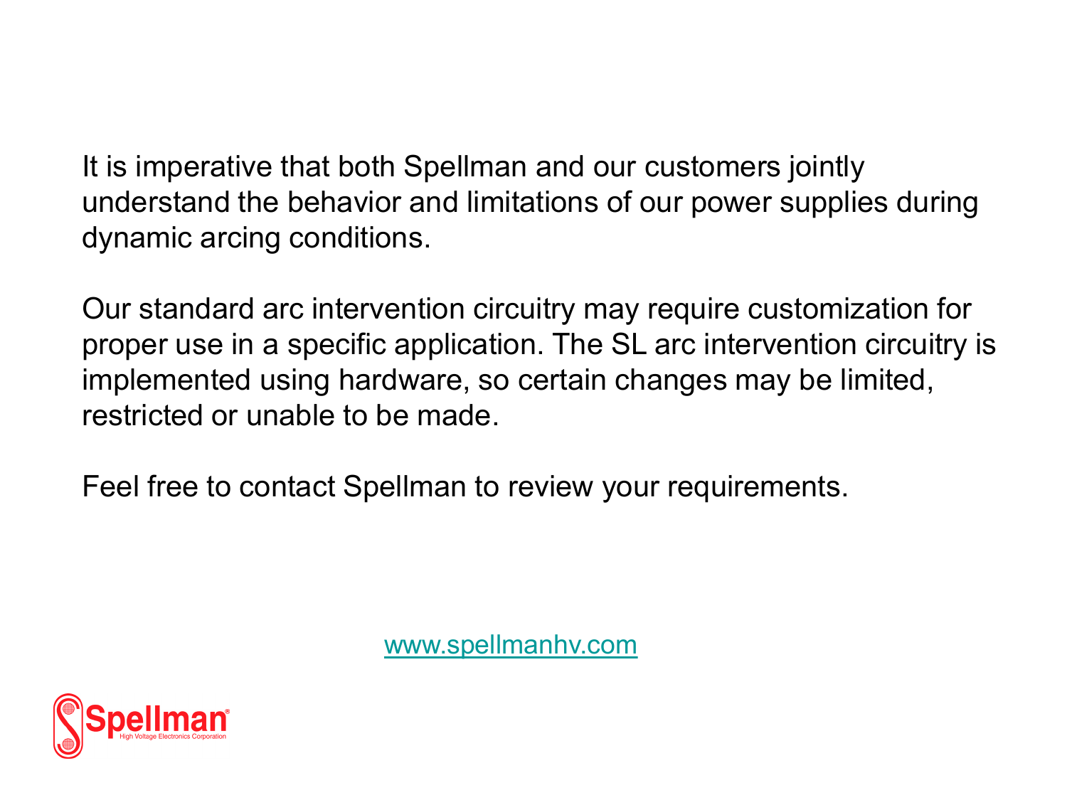It is imperative that both Spellman and our customers jointly understand the behavior and limitations of our power supplies during dynamic arcing conditions.

Our standard arc intervention circuitry may require customization for proper use in a specific application. The SL arc intervention circuitry is implemented using hardware, so certain changes may be limited, restricted or unable to be made.

Feel free to contact Spellman to review your requirements.

www.spellmanhv.com

Spellman®
High Voltage Electronics Corporation